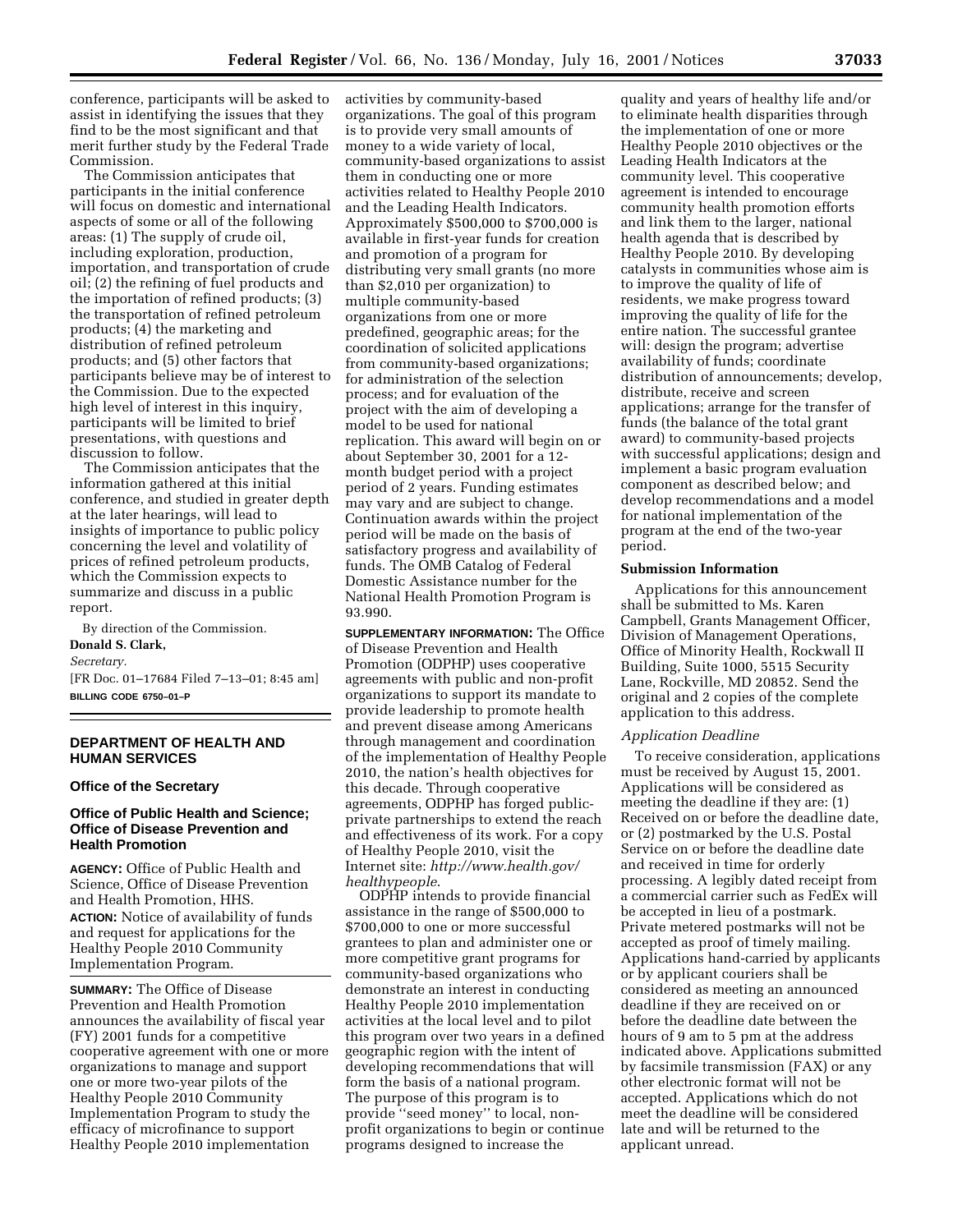conference, participants will be asked to assist in identifying the issues that they find to be the most significant and that merit further study by the Federal Trade Commission.

The Commission anticipates that participants in the initial conference will focus on domestic and international aspects of some or all of the following areas: (1) The supply of crude oil, including exploration, production, importation, and transportation of crude oil; (2) the refining of fuel products and the importation of refined products; (3) the transportation of refined petroleum products; (4) the marketing and distribution of refined petroleum products; and (5) other factors that participants believe may be of interest to the Commission. Due to the expected high level of interest in this inquiry, participants will be limited to brief presentations, with questions and discussion to follow.

The Commission anticipates that the information gathered at this initial conference, and studied in greater depth at the later hearings, will lead to insights of importance to public policy concerning the level and volatility of prices of refined petroleum products, which the Commission expects to summarize and discuss in a public report.

By direction of the Commission.

**Donald S. Clark,**

*Secretary.*

[FR Doc. 01–17684 Filed 7–13–01; 8:45 am]

**BILLING CODE 6750–01–P**

## DEPARTMENT OF HEALTH AND HUMAN SERVICES

### Office of the Secretary

### Office of Public Health and Science; Office of Disease Prevention and Health Promotion

**AGENCY:** Office of Public Health and Science, Office of Disease Prevention and Health Promotion, HHS.

**ACTION:** Notice of availability of funds and request for applications for the Healthy People 2010 Community Implementation Program.

**SUMMARY:** The Office of Disease Prevention and Health Promotion announces the availability of fiscal year (FY) 2001 funds for a competitive cooperative agreement with one or more organizations to manage and support one or more two-year pilots of the Healthy People 2010 Community Implementation Program to study the efficacy of microfinance to support Healthy People 2010 implementation activities by community-based organizations. The goal of this program is to provide very small amounts of money to a wide variety of local, community-based organizations to assist them in conducting one or more activities related to Healthy People 2010 and the Leading Health Indicators. Approximately $500,000 to $700,000 is available in first-year funds for creation and promotion of a program for distributing very small grants (no more than $2,010 per organization) to multiple community-based organizations from one or more predefined, geographic areas; for the coordination of solicited applications from community-based organizations; for administration of the selection process; and for evaluation of the project with the aim of developing a model to be used for national replication. This award will begin on or about September 30, 2001 for a 12-month budget period with a project period of 2 years. Funding estimates may vary and are subject to change. Continuation awards within the project period will be made on the basis of satisfactory progress and availability of funds. The OMB Catalog of Federal Domestic Assistance number for the National Health Promotion Program is 93.990.

**SUPPLEMENTARY INFORMATION:** The Office of Disease Prevention and Health Promotion (ODPHP) uses cooperative agreements with public and non-profit organizations to support its mandate to provide leadership to promote health and prevent disease among Americans through management and coordination of the implementation of Healthy People 2010, the nation's health objectives for this decade. Through cooperative agreements, ODPHP has forged public-private partnerships to extend the reach and effectiveness of its work. For a copy of Healthy People 2010, visit the Internet site: *http://www.health.gov/healthypeople*.

ODPHP intends to provide financial assistance in the range of $500,000 to $700,000 to one or more successful grantees to plan and administer one or more competitive grant programs for community-based organizations who demonstrate an interest in conducting Healthy People 2010 implementation activities at the local level and to pilot this program over two years in a defined geographic region with the intent of developing recommendations that will form the basis of a national program. The purpose of this program is to provide ''seed money'' to local, non-profit organizations to begin or continue programs designed to increase the quality and years of healthy life and/or to eliminate health disparities through the implementation of one or more Healthy People 2010 objectives or the Leading Health Indicators at the community level. This cooperative agreement is intended to encourage community health promotion efforts and link them to the larger, national health agenda that is described by Healthy People 2010. By developing catalysts in communities whose aim is to improve the quality of life of residents, we make progress toward improving the quality of life for the entire nation. The successful grantee will: design the program; advertise availability of funds; coordinate distribution of announcements; develop, distribute, receive and screen applications; arrange for the transfer of funds (the balance of the total grant award) to community-based projects with successful applications; design and implement a basic program evaluation component as described below; and develop recommendations and a model for national implementation of the program at the end of the two-year period.

#### Submission Information

Applications for this announcement shall be submitted to Ms. Karen Campbell, Grants Management Officer, Division of Management Operations, Office of Minority Health, Rockwall II Building, Suite 1000, 5515 Security Lane, Rockville, MD 20852. Send the original and 2 copies of the complete application to this address.

*Application Deadline*

To receive consideration, applications must be received by August 15, 2001. Applications will be considered as meeting the deadline if they are: (1) Received on or before the deadline date, or (2) postmarked by the U.S. Postal Service on or before the deadline date and received in time for orderly processing. A legibly dated receipt from a commercial carrier such as FedEx will be accepted in lieu of a postmark. Private metered postmarks will not be accepted as proof of timely mailing. Applications hand-carried by applicants or by applicant couriers shall be considered as meeting an announced deadline if they are received on or before the deadline date between the hours of 9 am to 5 pm at the address indicated above. Applications submitted by facsimile transmission (FAX) or any other electronic format will not be accepted. Applications which do not meet the deadline will be considered late and will be returned to the applicant unread.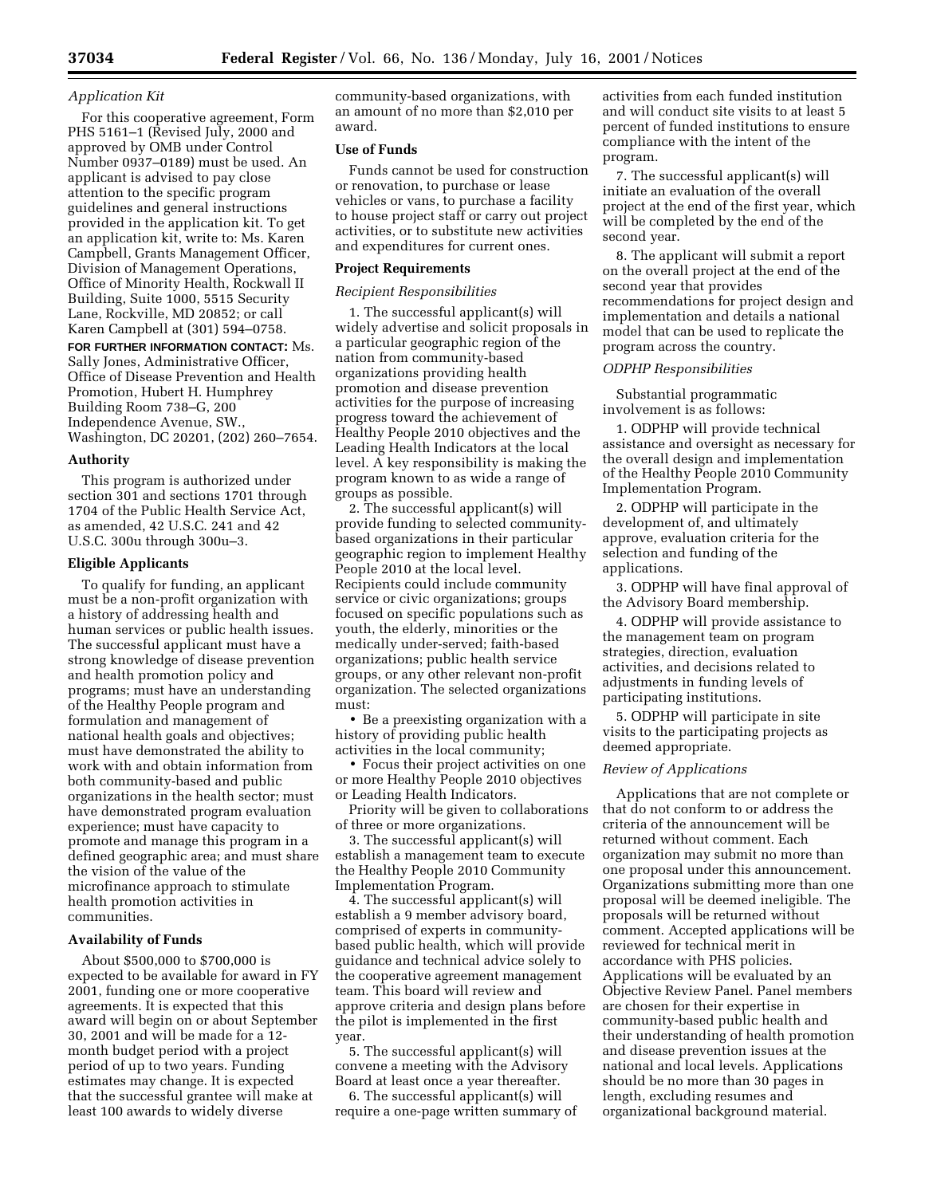*Application Kit*

For this cooperative agreement, Form PHS 5161–1 (Revised July, 2000 and approved by OMB under Control Number 0937–0189) must be used. An applicant is advised to pay close attention to the specific program guidelines and general instructions provided in the application kit. To get an application kit, write to: Ms. Karen Campbell, Grants Management Officer, Division of Management Operations, Office of Minority Health, Rockwall II Building, Suite 1000, 5515 Security Lane, Rockville, MD 20852; or call Karen Campbell at (301) 594–0758.

**FOR FURTHER INFORMATION CONTACT:** Ms. Sally Jones, Administrative Officer, Office of Disease Prevention and Health Promotion, Hubert H. Humphrey Building Room 738–G, 200 Independence Avenue, SW., Washington, DC 20201, (202) 260–7654.

**Authority**

This program is authorized under section 301 and sections 1701 through 1704 of the Public Health Service Act, as amended, 42 U.S.C. 241 and 42 U.S.C. 300u through 300u–3.

**Eligible Applicants**

To qualify for funding, an applicant must be a non-profit organization with a history of addressing health and human services or public health issues. The successful applicant must have a strong knowledge of disease prevention and health promotion policy and programs; must have an understanding of the Healthy People program and formulation and management of national health goals and objectives; must have demonstrated the ability to work with and obtain information from both community-based and public organizations in the health sector; must have demonstrated program evaluation experience; must have capacity to promote and manage this program in a defined geographic area; and must share the vision of the value of the microfinance approach to stimulate health promotion activities in communities.

**Availability of Funds**

About $500,000 to $700,000 is expected to be available for award in FY 2001, funding one or more cooperative agreements. It is expected that this award will begin on or about September 30, 2001 and will be made for a 12-month budget period with a project period of up to two years. Funding estimates may change. It is expected that the successful grantee will make at least 100 awards to widely diverse community-based organizations, with an amount of no more than $2,010 per award.

**Use of Funds**

Funds cannot be used for construction or renovation, to purchase or lease vehicles or vans, to purchase a facility to house project staff or carry out project activities, or to substitute new activities and expenditures for current ones.

**Project Requirements**

*Recipient Responsibilities*

1. The successful applicant(s) will widely advertise and solicit proposals in a particular geographic region of the nation from community-based organizations providing health promotion and disease prevention activities for the purpose of increasing progress toward the achievement of Healthy People 2010 objectives and the Leading Health Indicators at the local level. A key responsibility is making the program known to as wide a range of groups as possible.

2. The successful applicant(s) will provide funding to selected community-based organizations in their particular geographic region to implement Healthy People 2010 at the local level. Recipients could include community service or civic organizations; groups focused on specific populations such as youth, the elderly, minorities or the medically under-served; faith-based organizations; public health service groups, or any other relevant non-profit organization. The selected organizations must:

- Be a preexisting organization with a history of providing public health activities in the local community;
- Focus their project activities on one or more Healthy People 2010 objectives or Leading Health Indicators.

Priority will be given to collaborations of three or more organizations.

3. The successful applicant(s) will establish a management team to execute the Healthy People 2010 Community Implementation Program.

4. The successful applicant(s) will establish a 9 member advisory board, comprised of experts in community-based public health, which will provide guidance and technical advice solely to the cooperative agreement management team. This board will review and approve criteria and design plans before the pilot is implemented in the first year.

5. The successful applicant(s) will convene a meeting with the Advisory Board at least once a year thereafter.

6. The successful applicant(s) will require a one-page written summary of activities from each funded institution and will conduct site visits to at least 5 percent of funded institutions to ensure compliance with the intent of the program.

7. The successful applicant(s) will initiate an evaluation of the overall project at the end of the first year, which will be completed by the end of the second year.

8. The applicant will submit a report on the overall project at the end of the second year that provides recommendations for project design and implementation and details a national model that can be used to replicate the program across the country.

*ODPHP Responsibilities*

Substantial programmatic involvement is as follows:

1. ODPHP will provide technical assistance and oversight as necessary for the overall design and implementation of the Healthy People 2010 Community Implementation Program.

2. ODPHP will participate in the development of, and ultimately approve, evaluation criteria for the selection and funding of the applications.

3. ODPHP will have final approval of the Advisory Board membership.

4. ODPHP will provide assistance to the management team on program strategies, direction, evaluation activities, and decisions related to adjustments in funding levels of participating institutions.

5. ODPHP will participate in site visits to the participating projects as deemed appropriate.

*Review of Applications*

Applications that are not complete or that do not conform to or address the criteria of the announcement will be returned without comment. Each organization may submit no more than one proposal under this announcement. Organizations submitting more than one proposal will be deemed ineligible. The proposals will be returned without comment. Accepted applications will be reviewed for technical merit in accordance with PHS policies. Applications will be evaluated by an Objective Review Panel. Panel members are chosen for their expertise in community-based public health and their understanding of health promotion and disease prevention issues at the national and local levels. Applications should be no more than 30 pages in length, excluding resumes and organizational background material.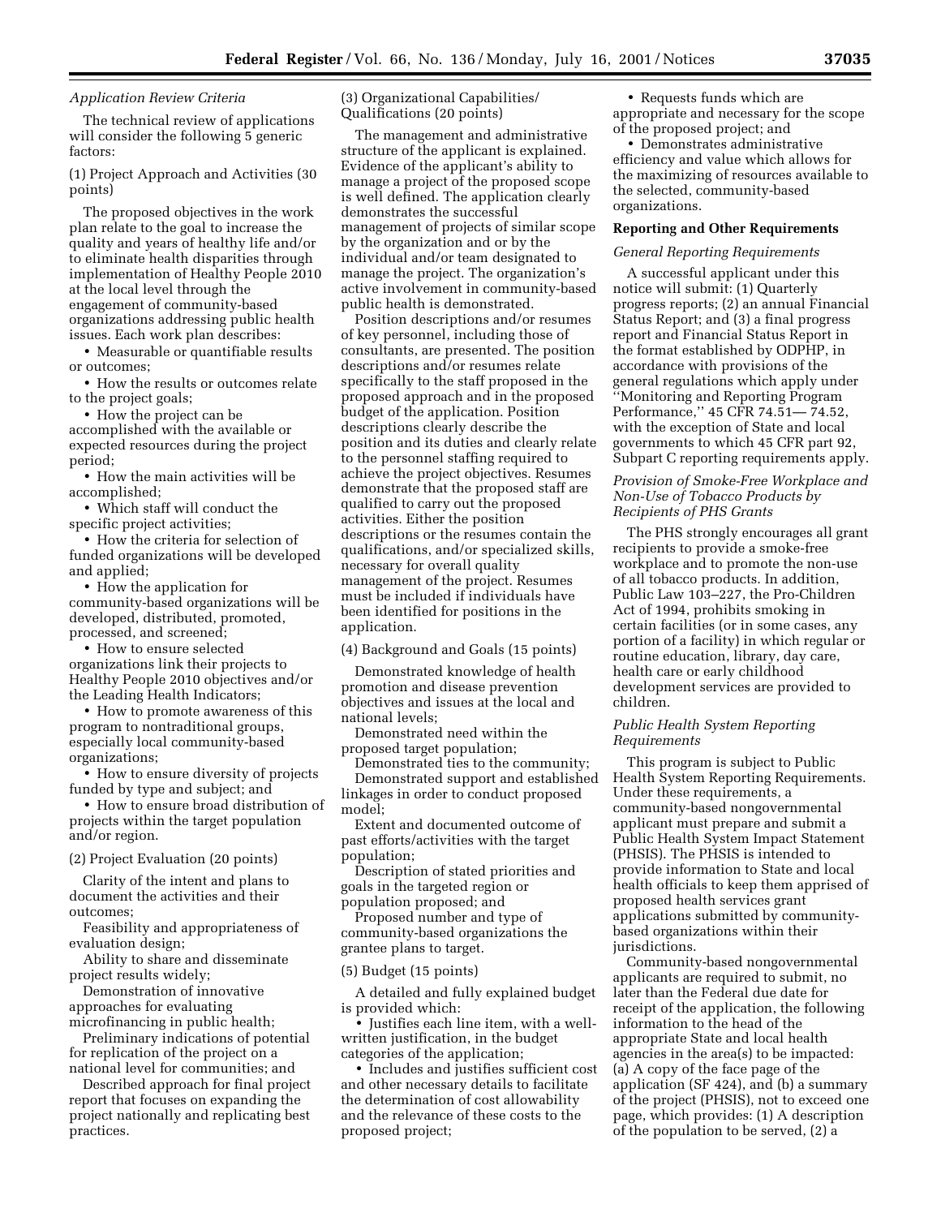*Application Review Criteria*

The technical review of applications will consider the following 5 generic factors:

(1) Project Approach and Activities (30 points)

The proposed objectives in the work plan relate to the goal to increase the quality and years of healthy life and/or to eliminate health disparities through implementation of Healthy People 2010 at the local level through the engagement of community-based organizations addressing public health issues. Each work plan describes:

- Measurable or quantifiable results or outcomes;
- How the results or outcomes relate to the project goals;
- How the project can be accomplished with the available or expected resources during the project period;
- How the main activities will be accomplished;
- Which staff will conduct the specific project activities;
- How the criteria for selection of funded organizations will be developed and applied;
- How the application for community-based organizations will be developed, distributed, promoted, processed, and screened;
- How to ensure selected organizations link their projects to Healthy People 2010 objectives and/or the Leading Health Indicators;
- How to promote awareness of this program to nontraditional groups, especially local community-based organizations;
- How to ensure diversity of projects funded by type and subject; and
- How to ensure broad distribution of projects within the target population and/or region.

(2) Project Evaluation (20 points)

Clarity of the intent and plans to document the activities and their outcomes;

Feasibility and appropriateness of evaluation design;

Ability to share and disseminate project results widely;

Demonstration of innovative approaches for evaluating microfinancing in public health;

Preliminary indications of potential for replication of the project on a national level for communities; and

Described approach for final project report that focuses on expanding the project nationally and replicating best practices.

(3) Organizational Capabilities/Qualifications (20 points)

The management and administrative structure of the applicant is explained. Evidence of the applicant's ability to manage a project of the proposed scope is well defined. The application clearly demonstrates the successful management of projects of similar scope by the organization and or by the individual and/or team designated to manage the project. The organization's active involvement in community-based public health is demonstrated.

Position descriptions and/or resumes of key personnel, including those of consultants, are presented. The position descriptions and/or resumes relate specifically to the staff proposed in the proposed approach and in the proposed budget of the application. Position descriptions clearly describe the position and its duties and clearly relate to the personnel staffing required to achieve the project objectives. Resumes demonstrate that the proposed staff are qualified to carry out the proposed activities. Either the position descriptions or the resumes contain the qualifications, and/or specialized skills, necessary for overall quality management of the project. Resumes must be included if individuals have been identified for positions in the application.

(4) Background and Goals (15 points)

Demonstrated knowledge of health promotion and disease prevention objectives and issues at the local and national levels;

Demonstrated need within the proposed target population;

Demonstrated ties to the community;

Demonstrated support and established linkages in order to conduct proposed model;

Extent and documented outcome of past efforts/activities with the target population;

Description of stated priorities and goals in the targeted region or population proposed; and

Proposed number and type of community-based organizations the grantee plans to target.

(5) Budget (15 points)

A detailed and fully explained budget is provided which:

- Justifies each line item, with a well-written justification, in the budget categories of the application;
- Includes and justifies sufficient cost and other necessary details to facilitate the determination of cost allowability and the relevance of these costs to the proposed project;
- Requests funds which are appropriate and necessary for the scope of the proposed project; and
- Demonstrates administrative efficiency and value which allows for the maximizing of resources available to the selected, community-based organizations.

**Reporting and Other Requirements**

*General Reporting Requirements*

A successful applicant under this notice will submit: (1) Quarterly progress reports; (2) an annual Financial Status Report; and (3) a final progress report and Financial Status Report in the format established by ODPHP, in accordance with provisions of the general regulations which apply under "Monitoring and Reporting Program Performance," 45 CFR 74.51— 74.52, with the exception of State and local governments to which 45 CFR part 92, Subpart C reporting requirements apply.

*Provision of Smoke-Free Workplace and Non-Use of Tobacco Products by Recipients of PHS Grants*

The PHS strongly encourages all grant recipients to provide a smoke-free workplace and to promote the non-use of all tobacco products. In addition, Public Law 103–227, the Pro-Children Act of 1994, prohibits smoking in certain facilities (or in some cases, any portion of a facility) in which regular or routine education, library, day care, health care or early childhood development services are provided to children.

*Public Health System Reporting Requirements*

This program is subject to Public Health System Reporting Requirements. Under these requirements, a community-based nongovernmental applicant must prepare and submit a Public Health System Impact Statement (PHSIS). The PHSIS is intended to provide information to State and local health officials to keep them apprised of proposed health services grant applications submitted by community-based organizations within their jurisdictions.

Community-based nongovernmental applicants are required to submit, no later than the Federal due date for receipt of the application, the following information to the head of the appropriate State and local health agencies in the area(s) to be impacted: (a) A copy of the face page of the application (SF 424), and (b) a summary of the project (PHSIS), not to exceed one page, which provides: (1) A description of the population to be served, (2) a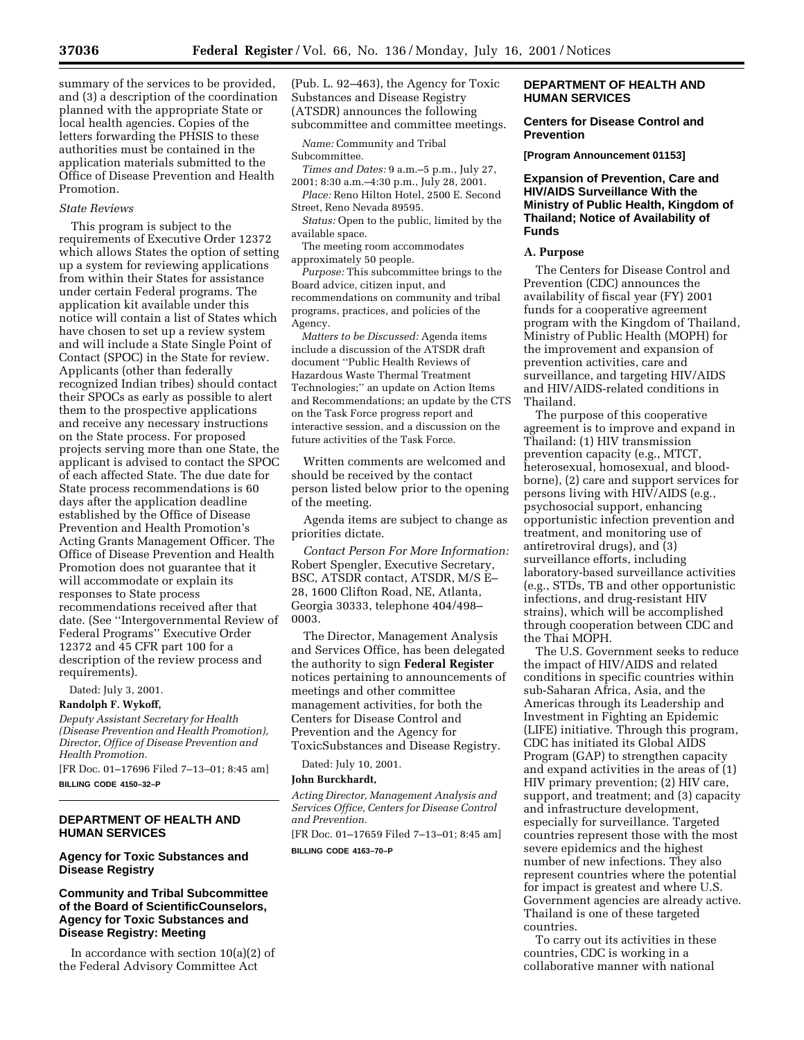summary of the services to be provided, and (3) a description of the coordination planned with the appropriate State or local health agencies. Copies of the letters forwarding the PHSIS to these authorities must be contained in the application materials submitted to the Office of Disease Prevention and Health Promotion.

*State Reviews*

This program is subject to the requirements of Executive Order 12372 which allows States the option of setting up a system for reviewing applications from within their States for assistance under certain Federal programs. The application kit available under this notice will contain a list of States which have chosen to set up a review system and will include a State Single Point of Contact (SPOC) in the State for review. Applicants (other than federally recognized Indian tribes) should contact their SPOCs as early as possible to alert them to the prospective applications and receive any necessary instructions on the State process. For proposed projects serving more than one State, the applicant is advised to contact the SPOC of each affected State. The due date for State process recommendations is 60 days after the application deadline established by the Office of Disease Prevention and Health Promotion's Acting Grants Management Officer. The Office of Disease Prevention and Health Promotion does not guarantee that it will accommodate or explain its responses to State process recommendations received after that date. (See ''Intergovernmental Review of Federal Programs'' Executive Order 12372 and 45 CFR part 100 for a description of the review process and requirements).

Dated: July 3, 2001.

**Randolph F. Wykoff,**

*Deputy Assistant Secretary for Health (Disease Prevention and Health Promotion), Director, Office of Disease Prevention and Health Promotion.*

[FR Doc. 01–17696 Filed 7–13–01; 8:45 am]

**BILLING CODE 4150–32–P**

---

## DEPARTMENT OF HEALTH AND HUMAN SERVICES

### Agency for Toxic Substances and Disease Registry

### Community and Tribal Subcommittee of the Board of ScientificCounselors, Agency for Toxic Substances and Disease Registry: Meeting

In accordance with section 10(a)(2) of the Federal Advisory Committee Act (Pub. L. 92–463), the Agency for Toxic Substances and Disease Registry (ATSDR) announces the following subcommittee and committee meetings.

*Name:* Community and Tribal Subcommittee.

*Times and Dates:* 9 a.m.–5 p.m., July 27, 2001; 8:30 a.m.–4:30 p.m., July 28, 2001.

*Place:* Reno Hilton Hotel, 2500 E. Second Street, Reno Nevada 89595.

*Status:* Open to the public, limited by the available space.

The meeting room accommodates approximately 50 people.

*Purpose:* This subcommittee brings to the Board advice, citizen input, and recommendations on community and tribal programs, practices, and policies of the Agency.

*Matters to be Discussed:* Agenda items include a discussion of the ATSDR draft document ''Public Health Reviews of Hazardous Waste Thermal Treatment Technologies;'' an update on Action Items and Recommendations; an update by the CTS on the Task Force progress report and interactive session, and a discussion on the future activities of the Task Force.

Written comments are welcomed and should be received by the contact person listed below prior to the opening of the meeting.

Agenda items are subject to change as priorities dictate.

*Contact Person For More Information:* Robert Spengler, Executive Secretary, BSC, ATSDR contact, ATSDR, M/S E–28, 1600 Clifton Road, NE, Atlanta, Georgia 30333, telephone 404/498–0003.

The Director, Management Analysis and Services Office, has been delegated the authority to sign **Federal Register** notices pertaining to announcements of meetings and other committee management activities, for both the Centers for Disease Control and Prevention and the Agency for ToxicSubstances and Disease Registry.

Dated: July 10, 2001.

**John Burckhardt,**

*Acting Director, Management Analysis and Services Office, Centers for Disease Control and Prevention.*

[FR Doc. 01–17659 Filed 7–13–01; 8:45 am]

**BILLING CODE 4163–70–P**

---

## DEPARTMENT OF HEALTH AND HUMAN SERVICES

### Centers for Disease Control and Prevention

**[Program Announcement 01153]**

### Expansion of Prevention, Care and HIV/AIDS Surveillance With the Ministry of Public Health, Kingdom of Thailand; Notice of Availability of Funds

**A. Purpose**

The Centers for Disease Control and Prevention (CDC) announces the availability of fiscal year (FY) 2001 funds for a cooperative agreement program with the Kingdom of Thailand, Ministry of Public Health (MOPH) for the improvement and expansion of prevention activities, care and surveillance, and targeting HIV/AIDS and HIV/AIDS-related conditions in Thailand.

The purpose of this cooperative agreement is to improve and expand in Thailand: (1) HIV transmission prevention capacity (e.g., MTCT, heterosexual, homosexual, and blood-borne), (2) care and support services for persons living with HIV/AIDS (e.g., psychosocial support, enhancing opportunistic infection prevention and treatment, and monitoring use of antiretroviral drugs), and (3) surveillance efforts, including laboratory-based surveillance activities (e.g., STDs, TB and other opportunistic infections, and drug-resistant HIV strains), which will be accomplished through cooperation between CDC and the Thai MOPH.

The U.S. Government seeks to reduce the impact of HIV/AIDS and related conditions in specific countries within sub-Saharan Africa, Asia, and the Americas through its Leadership and Investment in Fighting an Epidemic (LIFE) initiative. Through this program, CDC has initiated its Global AIDS Program (GAP) to strengthen capacity and expand activities in the areas of (1) HIV primary prevention; (2) HIV care, support, and treatment; and (3) capacity and infrastructure development, especially for surveillance. Targeted countries represent those with the most severe epidemics and the highest number of new infections. They also represent countries where the potential for impact is greatest and where U.S. Government agencies are already active. Thailand is one of these targeted countries.

To carry out its activities in these countries, CDC is working in a collaborative manner with national